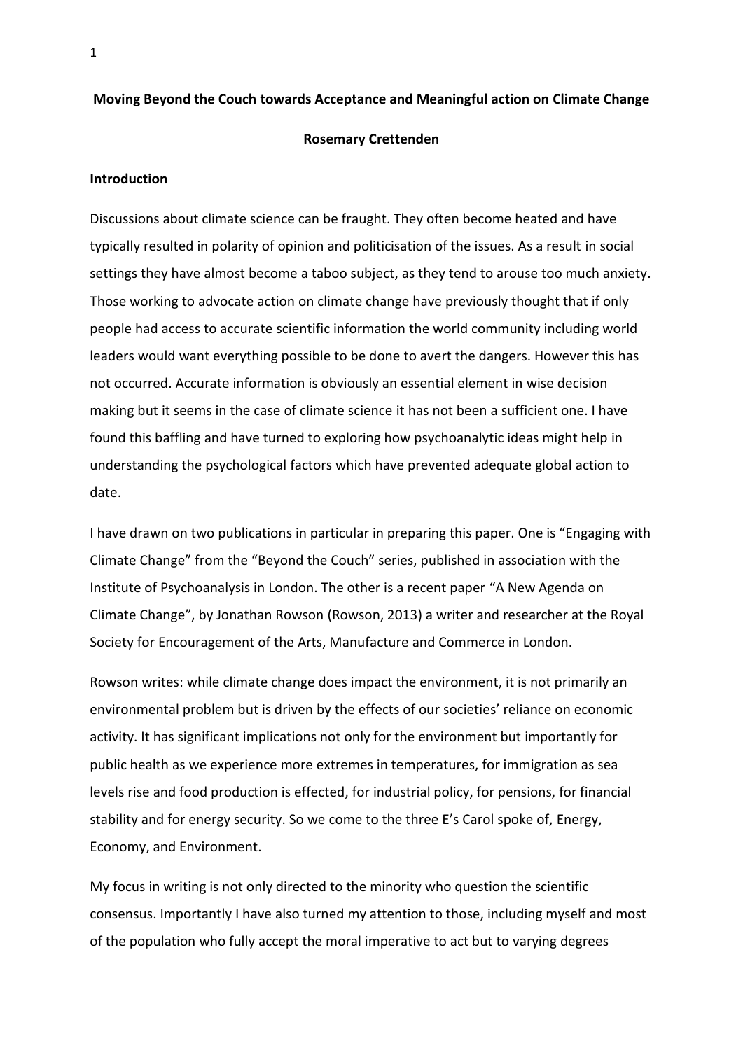**Moving Beyond the Couch towards Acceptance and Meaningful action on Climate Change**

**Rosemary Crettenden**

**Introduction**

Discussions about climate science can be fraught. They often become heated and have typically resulted in polarity of opinion and politicisation of the issues. As a result in social settings they have almost become a taboo subject, as they tend to arouse too much anxiety. Those working to advocate action on climate change have previously thought that if only people had access to accurate scientific information the world community including world leaders would want everything possible to be done to avert the dangers. However this has not occurred. Accurate information is obviously an essential element in wise decision making but it seems in the case of climate science it has not been a sufficient one. I have found this baffling and have turned to exploring how psychoanalytic ideas might help in understanding the psychological factors which have prevented adequate global action to date.

I have drawn on two publications in particular in preparing this paper. One is "Engaging with Climate Change" from the "Beyond the Couch" series, published in association with the Institute of Psychoanalysis in London. The other is a recent paper "A New Agenda on Climate Change", by Jonathan Rowson (Rowson, 2013) a writer and researcher at the Royal Society for Encouragement of the Arts, Manufacture and Commerce in London.

Rowson writes: while climate change does impact the environment, it is not primarily an environmental problem but is driven by the effects of our societies' reliance on economic activity. It has significant implications not only for the environment but importantly for public health as we experience more extremes in temperatures, for immigration as sea levels rise and food production is effected, for industrial policy, for pensions, for financial stability and for energy security. So we come to the three E's Carol spoke of, Energy, Economy, and Environment.

My focus in writing is not only directed to the minority who question the scientific consensus. Importantly I have also turned my attention to those, including myself and most of the population who fully accept the moral imperative to act but to varying degrees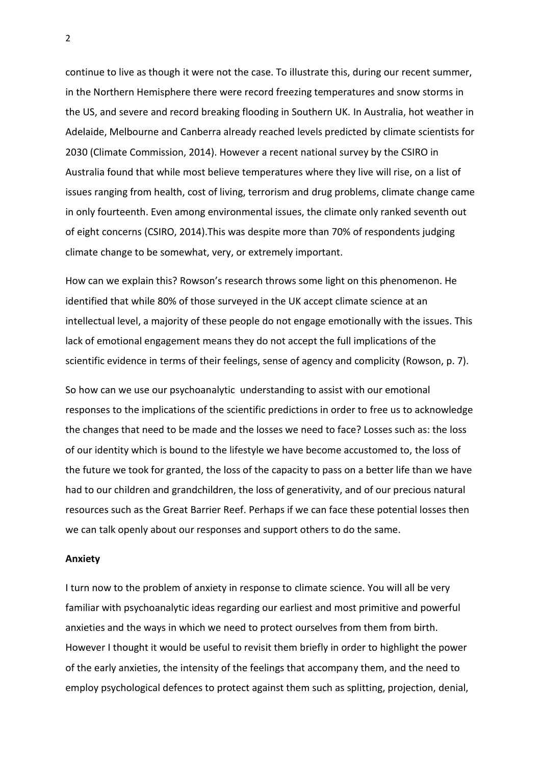continue to live as though it were not the case. To illustrate this, during our recent summer, in the Northern Hemisphere there were record freezing temperatures and snow storms in the US, and severe and record breaking flooding in Southern UK. In Australia, hot weather in Adelaide, Melbourne and Canberra already reached levels predicted by climate scientists for 2030 (Climate Commission, 2014). However a recent national survey by the CSIRO in Australia found that while most believe temperatures where they live will rise, on a list of issues ranging from health, cost of living, terrorism and drug problems, climate change came in only fourteenth. Even among environmental issues, the climate only ranked seventh out of eight concerns (CSIRO, 2014).This was despite more than 70% of respondents judging climate change to be somewhat, very, or extremely important.

How can we explain this? Rowson's research throws some light on this phenomenon. He identified that while 80% of those surveyed in the UK accept climate science at an intellectual level, a majority of these people do not engage emotionally with the issues. This lack of emotional engagement means they do not accept the full implications of the scientific evidence in terms of their feelings, sense of agency and complicity (Rowson, p. 7).

So how can we use our psychoanalytic understanding to assist with our emotional responses to the implications of the scientific predictions in order to free us to acknowledge the changes that need to be made and the losses we need to face? Losses such as: the loss of our identity which is bound to the lifestyle we have become accustomed to, the loss of the future we took for granted, the loss of the capacity to pass on a better life than we have had to our children and grandchildren, the loss of generativity, and of our precious natural resources such as the Great Barrier Reef. Perhaps if we can face these potential losses then we can talk openly about our responses and support others to do the same.

**Anxiety**

I turn now to the problem of anxiety in response to climate science. You will all be very familiar with psychoanalytic ideas regarding our earliest and most primitive and powerful anxieties and the ways in which we need to protect ourselves from them from birth. However I thought it would be useful to revisit them briefly in order to highlight the power of the early anxieties, the intensity of the feelings that accompany them, and the need to employ psychological defences to protect against them such as splitting, projection, denial,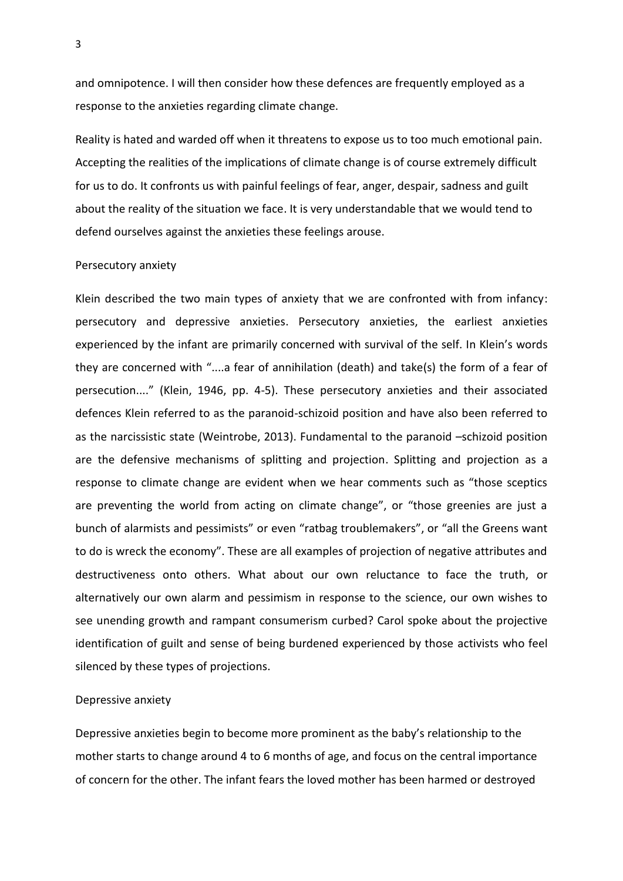and omnipotence. I will then consider how these defences are frequently employed as a response to the anxieties regarding climate change.

Reality is hated and warded off when it threatens to expose us to too much emotional pain. Accepting the realities of the implications of climate change is of course extremely difficult for us to do. It confronts us with painful feelings of fear, anger, despair, sadness and guilt about the reality of the situation we face. It is very understandable that we would tend to defend ourselves against the anxieties these feelings arouse.

## Persecutory anxiety

Klein described the two main types of anxiety that we are confronted with from infancy: persecutory and depressive anxieties. Persecutory anxieties, the earliest anxieties experienced by the infant are primarily concerned with survival of the self. In Klein's words they are concerned with "....a fear of annihilation (death) and take(s) the form of a fear of persecution...." (Klein, 1946, pp. 4-5). These persecutory anxieties and their associated defences Klein referred to as the paranoid-schizoid position and have also been referred to as the narcissistic state (Weintrobe, 2013). Fundamental to the paranoid –schizoid position are the defensive mechanisms of splitting and projection. Splitting and projection as a response to climate change are evident when we hear comments such as "those sceptics are preventing the world from acting on climate change", or "those greenies are just a bunch of alarmists and pessimists" or even "ratbag troublemakers", or "all the Greens want to do is wreck the economy". These are all examples of projection of negative attributes and destructiveness onto others. What about our own reluctance to face the truth, or alternatively our own alarm and pessimism in response to the science, our own wishes to see unending growth and rampant consumerism curbed? Carol spoke about the projective identification of guilt and sense of being burdened experienced by those activists who feel silenced by these types of projections.

## Depressive anxiety

Depressive anxieties begin to become more prominent as the baby's relationship to the mother starts to change around 4 to 6 months of age, and focus on the central importance of concern for the other. The infant fears the loved mother has been harmed or destroyed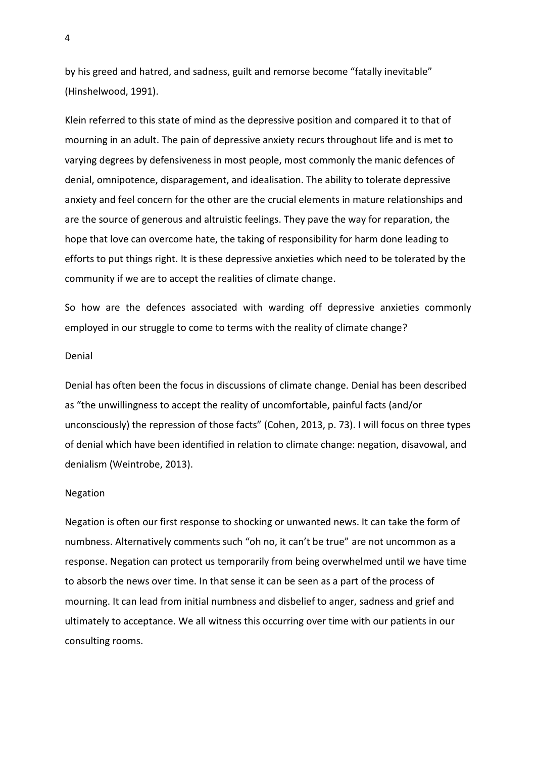by his greed and hatred, and sadness, guilt and remorse become "fatally inevitable" (Hinshelwood, 1991).

Klein referred to this state of mind as the depressive position and compared it to that of mourning in an adult. The pain of depressive anxiety recurs throughout life and is met to varying degrees by defensiveness in most people, most commonly the manic defences of denial, omnipotence, disparagement, and idealisation. The ability to tolerate depressive anxiety and feel concern for the other are the crucial elements in mature relationships and are the source of generous and altruistic feelings. They pave the way for reparation, the hope that love can overcome hate, the taking of responsibility for harm done leading to efforts to put things right. It is these depressive anxieties which need to be tolerated by the community if we are to accept the realities of climate change.

So how are the defences associated with warding off depressive anxieties commonly employed in our struggle to come to terms with the reality of climate change?

## Denial

Denial has often been the focus in discussions of climate change. Denial has been described as "the unwillingness to accept the reality of uncomfortable, painful facts (and/or unconsciously) the repression of those facts" (Cohen, 2013, p. 73). I will focus on three types of denial which have been identified in relation to climate change: negation, disavowal, and denialism (Weintrobe, 2013).

### Negation

Negation is often our first response to shocking or unwanted news. It can take the form of numbness. Alternatively comments such "oh no, it can't be true" are not uncommon as a response. Negation can protect us temporarily from being overwhelmed until we have time to absorb the news over time. In that sense it can be seen as a part of the process of mourning. It can lead from initial numbness and disbelief to anger, sadness and grief and ultimately to acceptance. We all witness this occurring over time with our patients in our consulting rooms.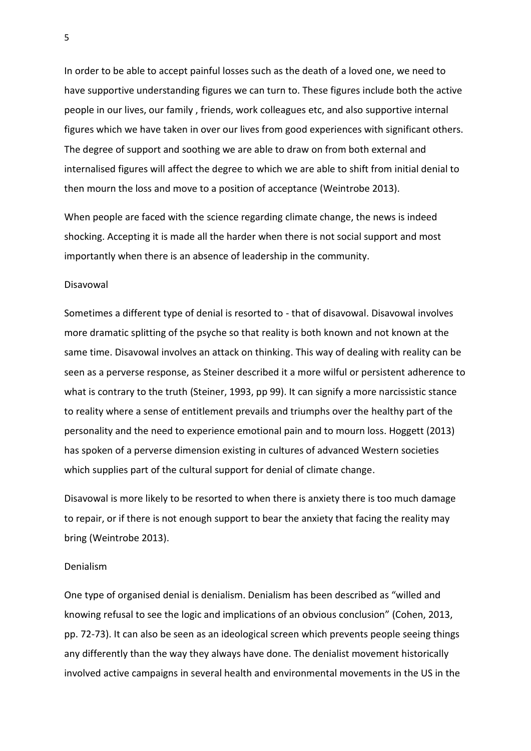In order to be able to accept painful losses such as the death of a loved one, we need to have supportive understanding figures we can turn to. These figures include both the active people in our lives, our family , friends, work colleagues etc, and also supportive internal figures which we have taken in over our lives from good experiences with significant others. The degree of support and soothing we are able to draw on from both external and internalised figures will affect the degree to which we are able to shift from initial denial to then mourn the loss and move to a position of acceptance (Weintrobe 2013).

When people are faced with the science regarding climate change, the news is indeed shocking. Accepting it is made all the harder when there is not social support and most importantly when there is an absence of leadership in the community.

### Disavowal

Sometimes a different type of denial is resorted to - that of disavowal. Disavowal involves more dramatic splitting of the psyche so that reality is both known and not known at the same time. Disavowal involves an attack on thinking. This way of dealing with reality can be seen as a perverse response, as Steiner described it a more wilful or persistent adherence to what is contrary to the truth (Steiner, 1993, pp 99). It can signify a more narcissistic stance to reality where a sense of entitlement prevails and triumphs over the healthy part of the personality and the need to experience emotional pain and to mourn loss. Hoggett (2013) has spoken of a perverse dimension existing in cultures of advanced Western societies which supplies part of the cultural support for denial of climate change.

Disavowal is more likely to be resorted to when there is anxiety there is too much damage to repair, or if there is not enough support to bear the anxiety that facing the reality may bring (Weintrobe 2013).

### Denialism

One type of organised denial is denialism. Denialism has been described as "willed and knowing refusal to see the logic and implications of an obvious conclusion" (Cohen, 2013, pp. 72-73). It can also be seen as an ideological screen which prevents people seeing things any differently than the way they always have done. The denialist movement historically involved active campaigns in several health and environmental movements in the US in the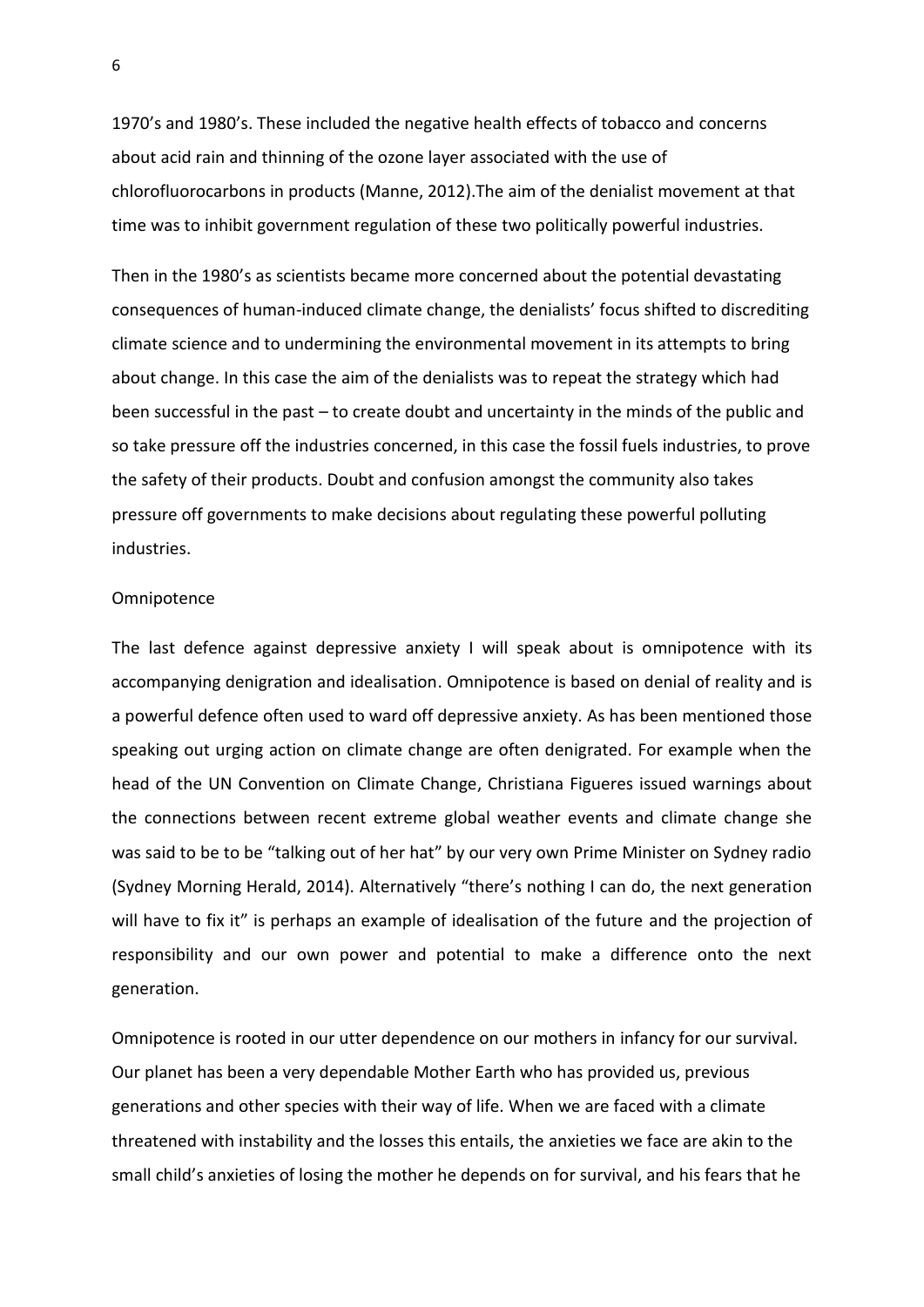1970's and 1980's. These included the negative health effects of tobacco and concerns about acid rain and thinning of the ozone layer associated with the use of chlorofluorocarbons in products (Manne, 2012).The aim of the denialist movement at that time was to inhibit government regulation of these two politically powerful industries.

Then in the 1980's as scientists became more concerned about the potential devastating consequences of human-induced climate change, the denialists' focus shifted to discrediting climate science and to undermining the environmental movement in its attempts to bring about change. In this case the aim of the denialists was to repeat the strategy which had been successful in the past – to create doubt and uncertainty in the minds of the public and so take pressure off the industries concerned, in this case the fossil fuels industries, to prove the safety of their products. Doubt and confusion amongst the community also takes pressure off governments to make decisions about regulating these powerful polluting industries.

Omnipotence

The last defence against depressive anxiety I will speak about is omnipotence with its accompanying denigration and idealisation. Omnipotence is based on denial of reality and is a powerful defence often used to ward off depressive anxiety. As has been mentioned those speaking out urging action on climate change are often denigrated. For example when the head of the UN Convention on Climate Change, Christiana Figueres issued warnings about the connections between recent extreme global weather events and climate change she was said to be to be "talking out of her hat" by our very own Prime Minister on Sydney radio (Sydney Morning Herald, 2014). Alternatively "there's nothing I can do, the next generation will have to fix it" is perhaps an example of idealisation of the future and the projection of responsibility and our own power and potential to make a difference onto the next generation.

Omnipotence is rooted in our utter dependence on our mothers in infancy for our survival. Our planet has been a very dependable Mother Earth who has provided us, previous generations and other species with their way of life. When we are faced with a climate threatened with instability and the losses this entails, the anxieties we face are akin to the small child's anxieties of losing the mother he depends on for survival, and his fears that he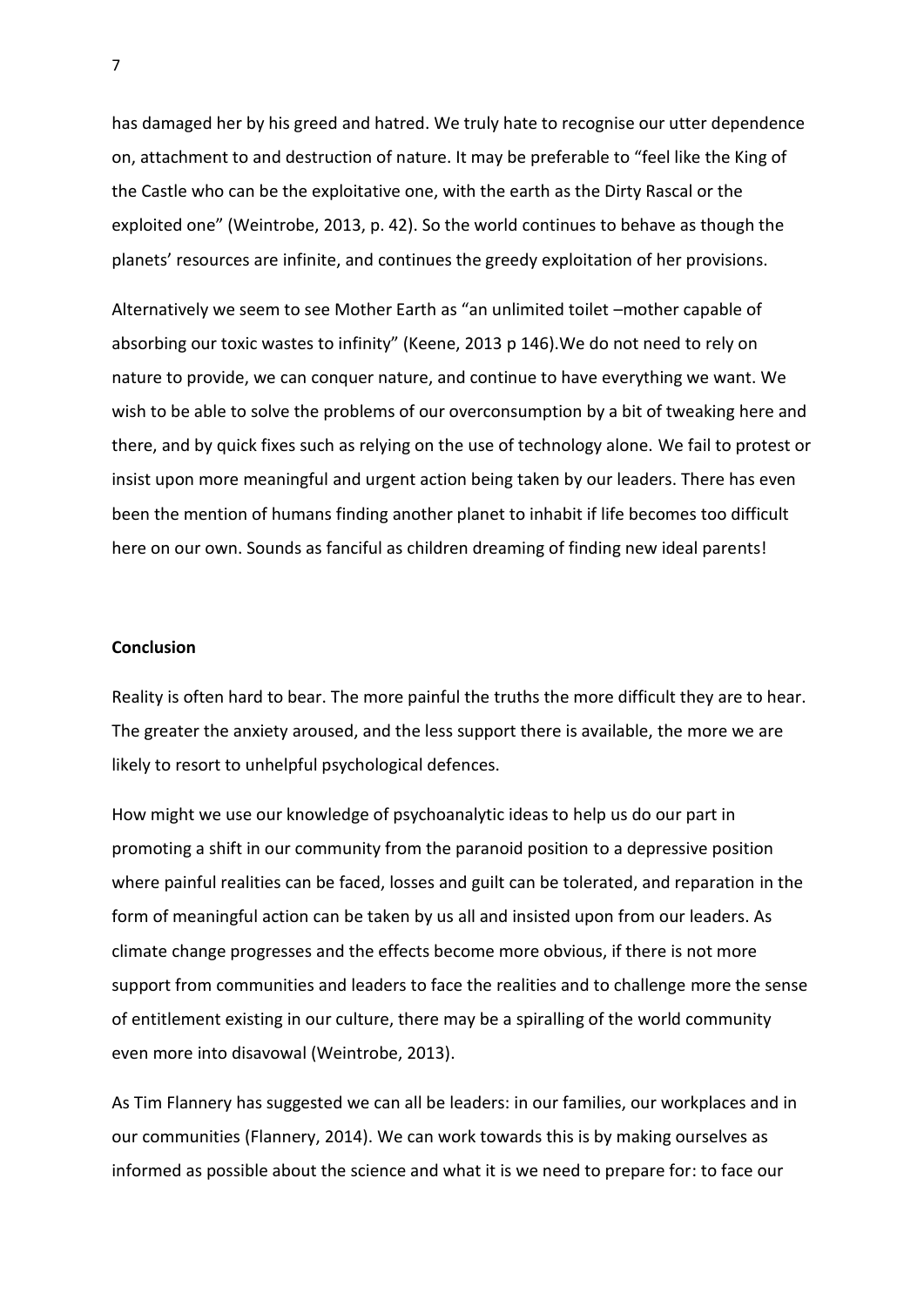has damaged her by his greed and hatred. We truly hate to recognise our utter dependence on, attachment to and destruction of nature. It may be preferable to "feel like the King of the Castle who can be the exploitative one, with the earth as the Dirty Rascal or the exploited one" (Weintrobe, 2013, p. 42). So the world continues to behave as though the planets' resources are infinite, and continues the greedy exploitation of her provisions.

Alternatively we seem to see Mother Earth as "an unlimited toilet –mother capable of absorbing our toxic wastes to infinity" (Keene, 2013 p 146).We do not need to rely on nature to provide, we can conquer nature, and continue to have everything we want. We wish to be able to solve the problems of our overconsumption by a bit of tweaking here and there, and by quick fixes such as relying on the use of technology alone. We fail to protest or insist upon more meaningful and urgent action being taken by our leaders. There has even been the mention of humans finding another planet to inhabit if life becomes too difficult here on our own. Sounds as fanciful as children dreaming of finding new ideal parents!

**Conclusion**

Reality is often hard to bear. The more painful the truths the more difficult they are to hear. The greater the anxiety aroused, and the less support there is available, the more we are likely to resort to unhelpful psychological defences.

How might we use our knowledge of psychoanalytic ideas to help us do our part in promoting a shift in our community from the paranoid position to a depressive position where painful realities can be faced, losses and guilt can be tolerated, and reparation in the form of meaningful action can be taken by us all and insisted upon from our leaders. As climate change progresses and the effects become more obvious, if there is not more support from communities and leaders to face the realities and to challenge more the sense of entitlement existing in our culture, there may be a spiralling of the world community even more into disavowal (Weintrobe, 2013).

As Tim Flannery has suggested we can all be leaders: in our families, our workplaces and in our communities (Flannery, 2014). We can work towards this is by making ourselves as informed as possible about the science and what it is we need to prepare for: to face our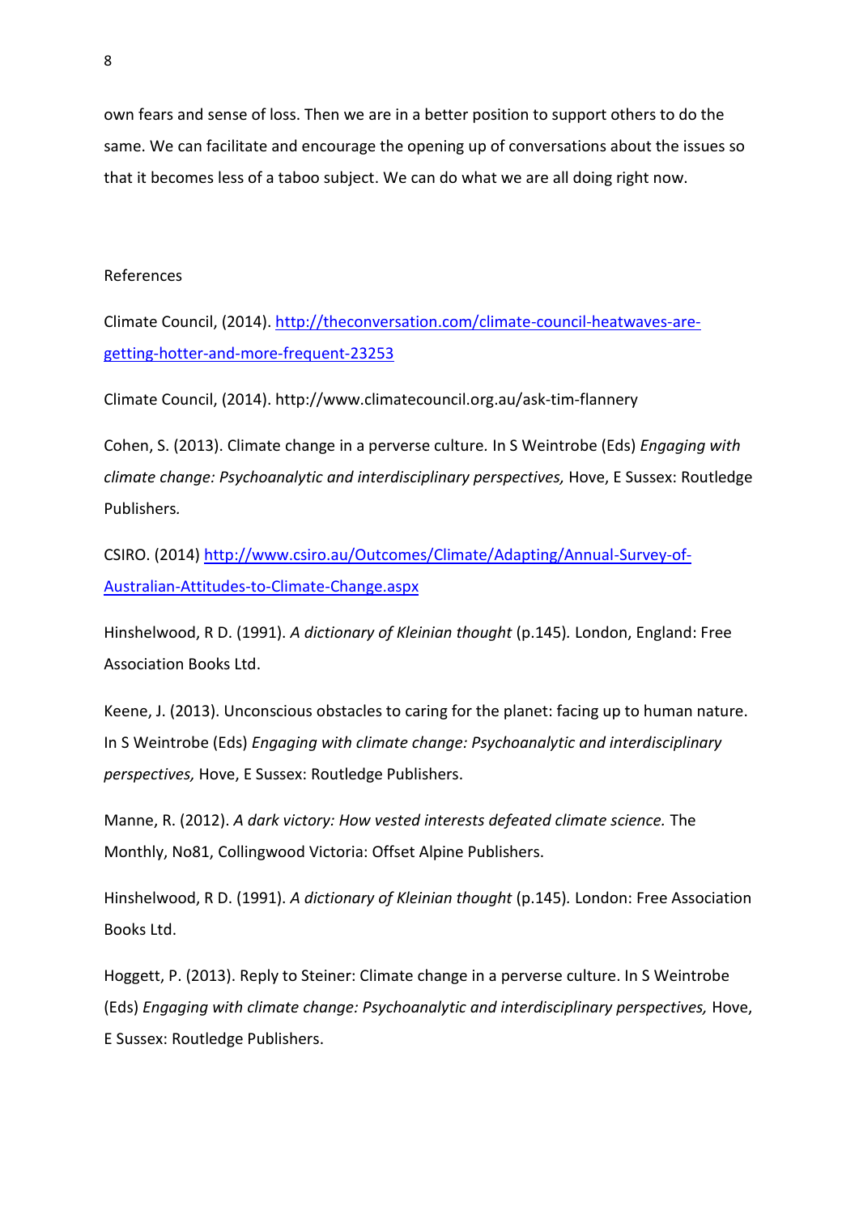own fears and sense of loss. Then we are in a better position to support others to do the same. We can facilitate and encourage the opening up of conversations about the issues so that it becomes less of a taboo subject. We can do what we are all doing right now.

## References

Climate Council, (2014). http://theconversation.com/climate-council-heatwaves-are-getting-hotter-and-more-frequent-23253

Climate Council, (2014). http://www.climatecouncil.org.au/ask-tim-flannery

Cohen, S. (2013). Climate change in a perverse culture. In S Weintrobe (Eds) *Engaging with climate change: Psychoanalytic and interdisciplinary perspectives,* Hove, E Sussex: Routledge Publishers.

CSIRO. (2014) http://www.csiro.au/Outcomes/Climate/Adapting/Annual-Survey-of-Australian-Attitudes-to-Climate-Change.aspx

Hinshelwood, R D. (1991). *A dictionary of Kleinian thought* (p.145)*.* London, England: Free Association Books Ltd.

Keene, J. (2013). Unconscious obstacles to caring for the planet: facing up to human nature. In S Weintrobe (Eds) *Engaging with climate change: Psychoanalytic and interdisciplinary perspectives,* Hove, E Sussex: Routledge Publishers.

Manne, R. (2012). *A dark victory: How vested interests defeated climate science.* The Monthly, No81, Collingwood Victoria: Offset Alpine Publishers.

Hinshelwood, R D. (1991). *A dictionary of Kleinian thought* (p.145)*.* London: Free Association Books Ltd.

Hoggett, P. (2013). Reply to Steiner: Climate change in a perverse culture. In S Weintrobe (Eds) *Engaging with climate change: Psychoanalytic and interdisciplinary perspectives,* Hove, E Sussex: Routledge Publishers.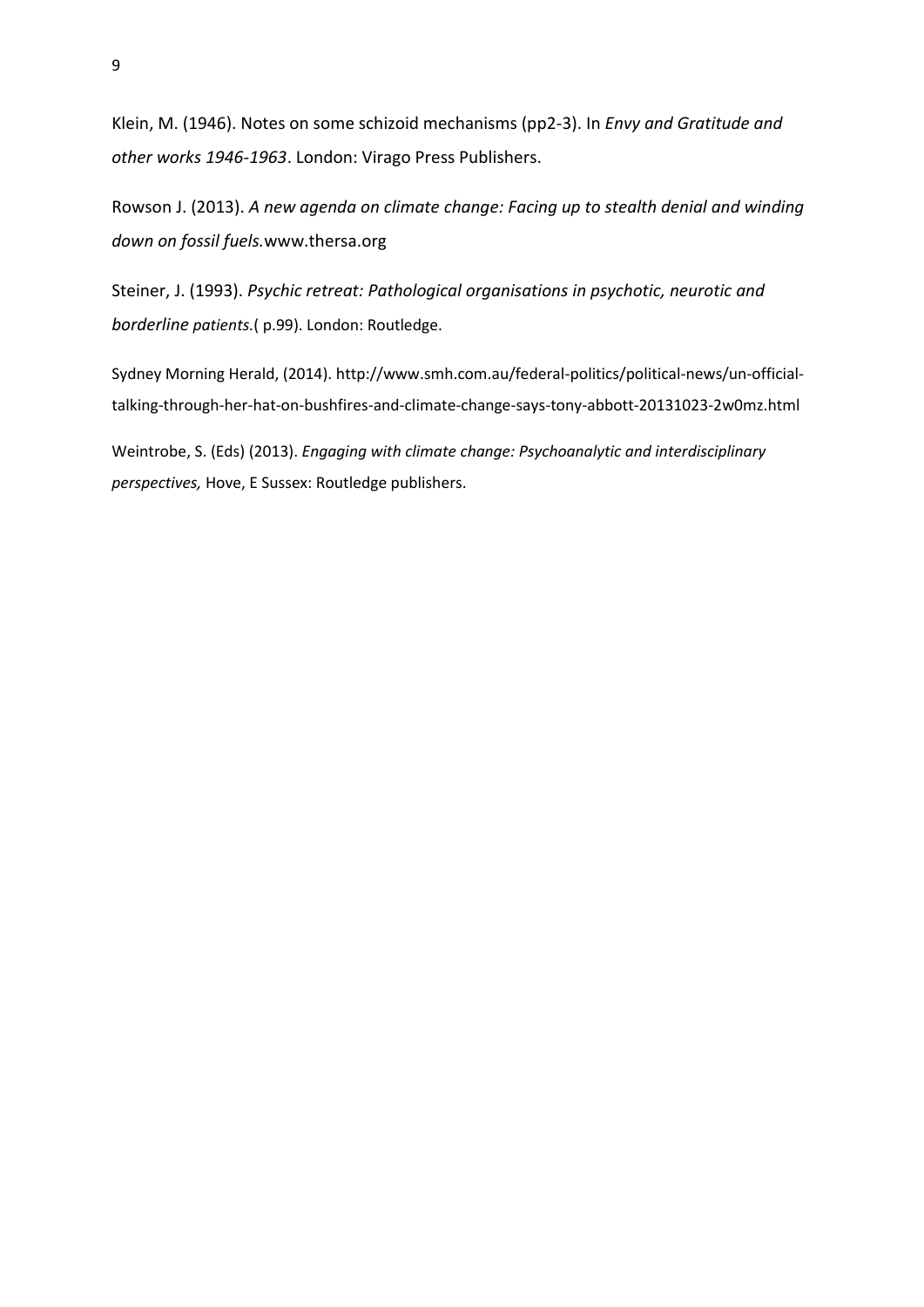Klein, M. (1946). Notes on some schizoid mechanisms (pp2-3). In *Envy and Gratitude and other works 1946-1963*. London: Virago Press Publishers.

Rowson J. (2013). *A new agenda on climate change: Facing up to stealth denial and winding down on fossil fuels.*www.thersa.org

Steiner, J. (1993). *Psychic retreat: Pathological organisations in psychotic, neurotic and borderline patients.*( p.99). London: Routledge.

Sydney Morning Herald, (2014). http://www.smh.com.au/federal-politics/political-news/un-official-talking-through-her-hat-on-bushfires-and-climate-change-says-tony-abbott-20131023-2w0mz.html

Weintrobe, S. (Eds) (2013). *Engaging with climate change: Psychoanalytic and interdisciplinary perspectives,* Hove, E Sussex: Routledge publishers.